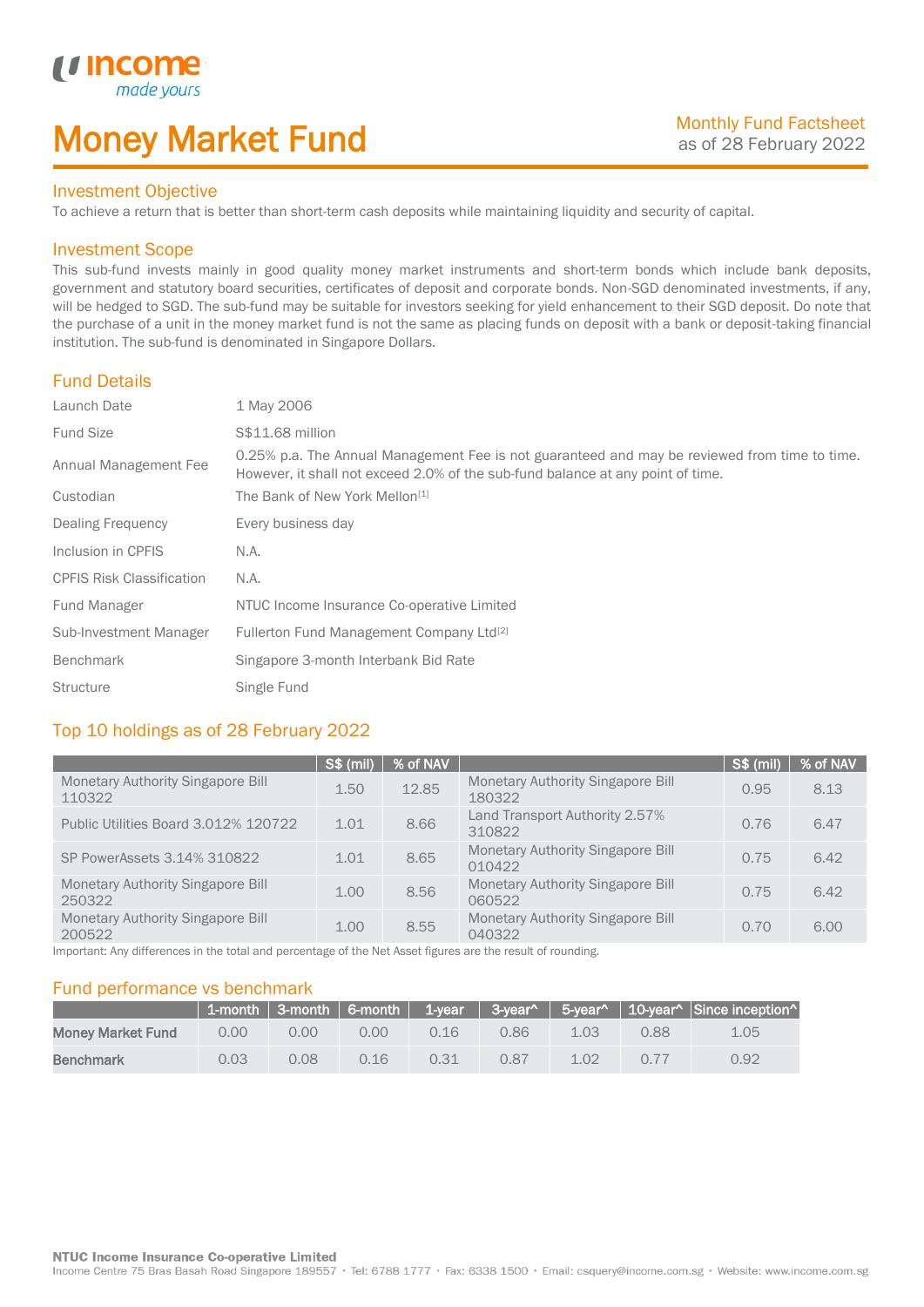# Money Market Fund

Monthly Fund Factsheet
as of 28 February 2022

## Investment Objective

To achieve a return that is better than short-term cash deposits while maintaining liquidity and security of capital.

## Investment Scope

This sub-fund invests mainly in good quality money market instruments and short-term bonds which include bank deposits, government and statutory board securities, certificates of deposit and corporate bonds. Non-SGD denominated investments, if any, will be hedged to SGD. The sub-fund may be suitable for investors seeking for yield enhancement to their SGD deposit. Do note that the purchase of a unit in the money market fund is not the same as placing funds on deposit with a bank or deposit-taking financial institution. The sub-fund is denominated in Singapore Dollars.

## Fund Details

| | |
|---|---|
| Launch Date | 1 May 2006 |
| Fund Size | S$11.68 million |
| Annual Management Fee | 0.25% p.a. The Annual Management Fee is not guaranteed and may be reviewed from time to time. However, it shall not exceed 2.0% of the sub-fund balance at any point of time. |
| Custodian | The Bank of New York Mellon[1] |
| Dealing Frequency | Every business day |
| Inclusion in CPFIS | N.A. |
| CPFIS Risk Classification | N.A. |
| Fund Manager | NTUC Income Insurance Co-operative Limited |
| Sub-Investment Manager | Fullerton Fund Management Company Ltd[2] |
| Benchmark | Singapore 3-month Interbank Bid Rate |
| Structure | Single Fund |

## Top 10 holdings as of 28 February 2022

| | S$ (mil) | % of NAV | | S$ (mil) | % of NAV |
|---|---|---|---|---|---|
| Monetary Authority Singapore Bill 110322 | 1.50 | 12.85 | Monetary Authority Singapore Bill 180322 | 0.95 | 8.13 |
| Public Utilities Board 3.012% 120722 | 1.01 | 8.66 | Land Transport Authority 2.57% 310822 | 0.76 | 6.47 |
| SP PowerAssets 3.14% 310822 | 1.01 | 8.65 | Monetary Authority Singapore Bill 010422 | 0.75 | 6.42 |
| Monetary Authority Singapore Bill 250322 | 1.00 | 8.56 | Monetary Authority Singapore Bill 060522 | 0.75 | 6.42 |
| Monetary Authority Singapore Bill 200522 | 1.00 | 8.55 | Monetary Authority Singapore Bill 040322 | 0.70 | 6.00 |

Important: Any differences in the total and percentage of the Net Asset figures are the result of rounding.

## Fund performance vs benchmark

| | 1-month | 3-month | 6-month | 1-year | 3-year^ | 5-year^ | 10-year^ | Since inception^ |
|---|---|---|---|---|---|---|---|---|
| **Money Market Fund** | 0.00 | 0.00 | 0.00 | 0.16 | 0.86 | 1.03 | 0.88 | 1.05 |
| **Benchmark** | 0.03 | 0.08 | 0.16 | 0.31 | 0.87 | 1.02 | 0.77 | 0.92 |

**NTUC Income Insurance Co-operative Limited**
Income Centre 75 Bras Basah Road Singapore 189557 • Tel: 6788 1777 • Fax: 6338 1500 • Email: csquery@income.com.sg • Website: www.income.com.sg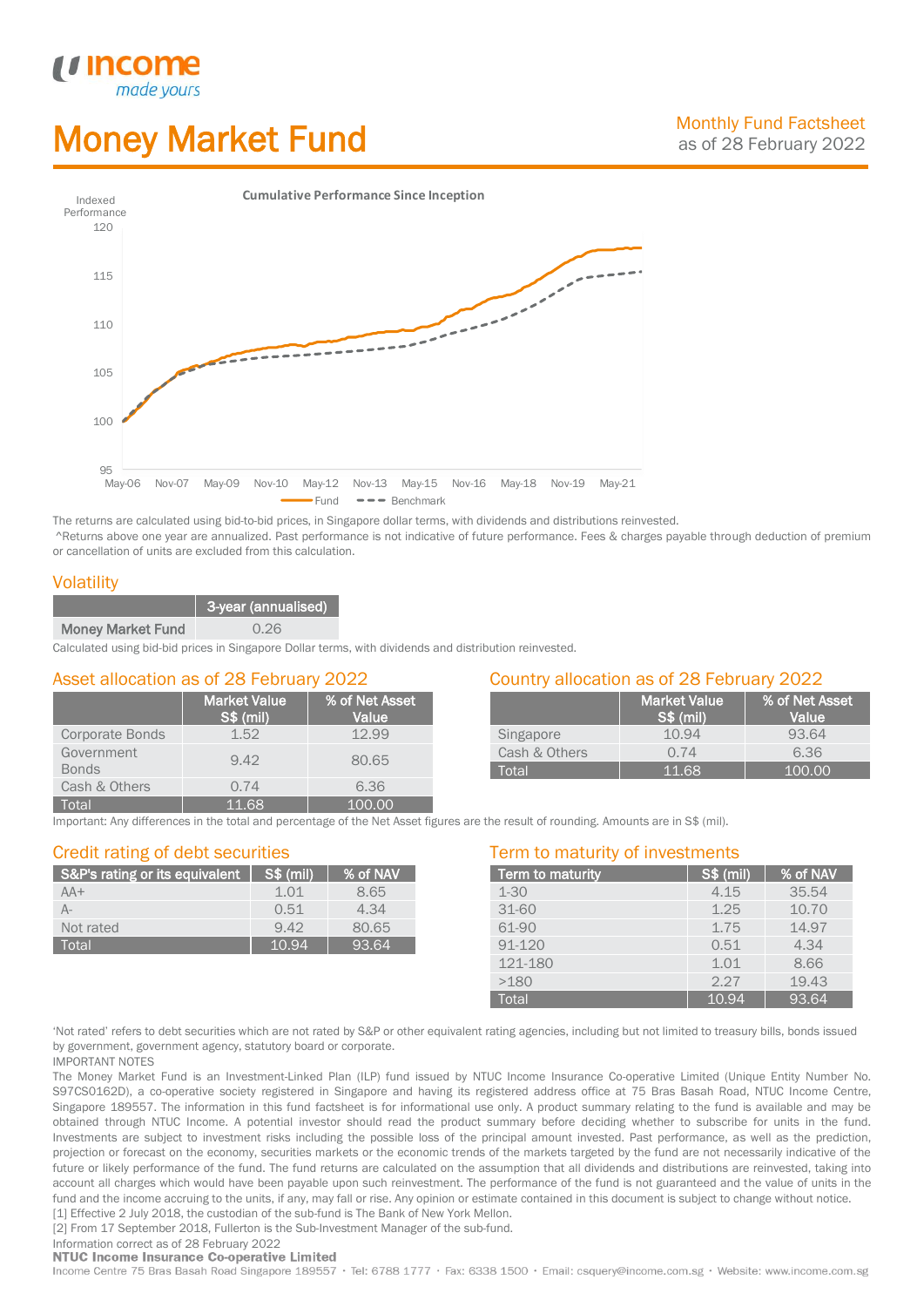# Money Market Fund

Monthly Fund Factsheet
as of 28 February 2022

Cumulative Performance Since Inception

Indexed Performance

120
115
110
105
100
95

May-06 Nov-07 May-09 Nov-10 May-12 Nov-13 May-15 Nov-16 May-18 Nov-19 May-21

Fund Benchmark

The returns are calculated using bid-to-bid prices, in Singapore dollar terms, with dividends and distributions reinvested.
^Returns above one year are annualized. Past performance is not indicative of future performance. Fees & charges payable through deduction of premium or cancellation of units are excluded from this calculation.

## Volatility

| | 3-year (annualised) |
|---|---|
| Money Market Fund | 0.26 |

Calculated using bid-bid prices in Singapore Dollar terms, with dividends and distribution reinvested.

## Asset allocation as of 28 February 2022

| | Market Value S$ (mil) | % of Net Asset Value |
|---|---|---|
| Corporate Bonds | 1.52 | 12.99 |
| Government Bonds | 9.42 | 80.65 |
| Cash & Others | 0.74 | 6.36 |
| Total | 11.68 | 100.00 |

## Country allocation as of 28 February 2022

| | Market Value S$ (mil) | % of Net Asset Value |
|---|---|---|
| Singapore | 10.94 | 93.64 |
| Cash & Others | 0.74 | 6.36 |
| Total | 11.68 | 100.00 |

Important: Any differences in the total and percentage of the Net Asset figures are the result of rounding. Amounts are in S$ (mil).

## Credit rating of debt securities

| S&P's rating or its equivalent | S$ (mil) | % of NAV |
|---|---|---|
| AA+ | 1.01 | 8.65 |
| A- | 0.51 | 4.34 |
| Not rated | 9.42 | 80.65 |
| Total | 10.94 | 93.64 |

## Term to maturity of investments

| Term to maturity | S$ (mil) | % of NAV |
|---|---|---|
| 1-30 | 4.15 | 35.54 |
| 31-60 | 1.25 | 10.70 |
| 61-90 | 1.75 | 14.97 |
| 91-120 | 0.51 | 4.34 |
| 121-180 | 1.01 | 8.66 |
| >180 | 2.27 | 19.43 |
| Total | 10.94 | 93.64 |

'Not rated' refers to debt securities which are not rated by S&P or other equivalent rating agencies, including but not limited to treasury bills, bonds issued by government, government agency, statutory board or corporate.

IMPORTANT NOTES

The Money Market Fund is an Investment-Linked Plan (ILP) fund issued by NTUC Income Insurance Co-operative Limited (Unique Entity Number No. S97CS0162D), a co-operative society registered in Singapore and having its registered address office at 75 Bras Basah Road, NTUC Income Centre, Singapore 189557. The information in this fund factsheet is for informational use only. A product summary relating to the fund is available and may be obtained through NTUC Income. A potential investor should read the product summary before deciding whether to subscribe for units in the fund. Investments are subject to investment risks including the possible loss of the principal amount invested. Past performance, as well as the prediction, projection or forecast on the economy, securities markets or the economic trends of the markets targeted by the fund are not necessarily indicative of the future or likely performance of the fund. The fund returns are calculated on the assumption that all dividends and distributions are reinvested, taking into account all charges which would have been payable upon such reinvestment. The performance of the fund is not guaranteed and the value of units in the fund and the income accruing to the units, if any, may fall or rise. Any opinion or estimate contained in this document is subject to change without notice.

[1] Effective 2 July 2018, the custodian of the sub-fund is The Bank of New York Mellon.
[2] From 17 September 2018, Fullerton is the Sub-Investment Manager of the sub-fund.

Information correct as of 28 February 2022

**NTUC Income Insurance Co-operative Limited**
Income Centre 75 Bras Basah Road Singapore 189557 · Tel: 6788 1777 · Fax: 6338 1500 · Email: csquery@income.com.sg · Website: www.income.com.sg